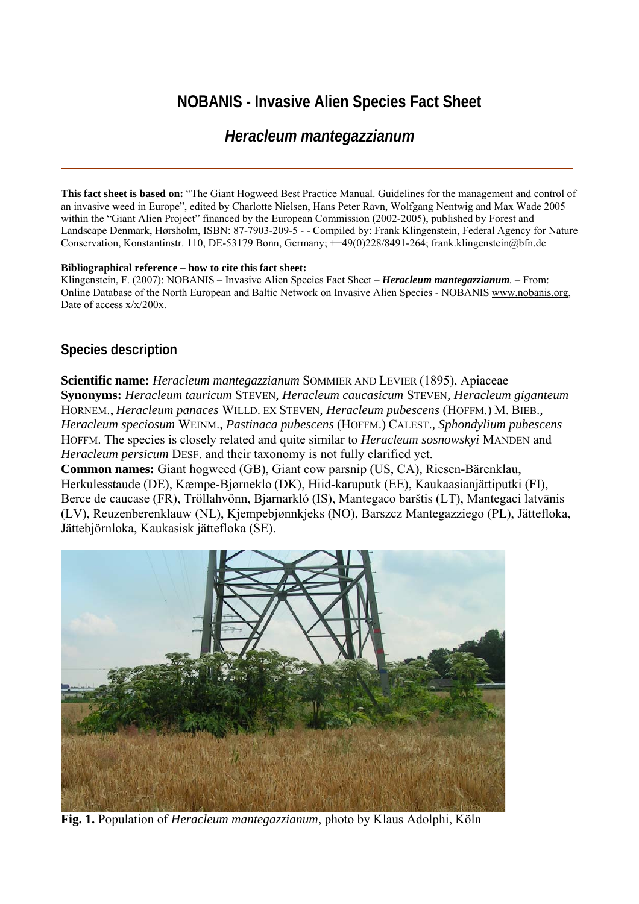# NOBANIS - Invasive Alien Species Fact Sheet

## *Heracleum mantegazzianum*

**This fact sheet is based on:** "The Giant Hogweed Best Practice Manual. Guidelines for the management and control of an invasive weed in Europe", edited by Charlotte Nielsen, Hans Peter Ravn, Wolfgang Nentwig and Max Wade 2005 within the "Giant Alien Project" financed by the European Commission (2002-2005), published by Forest and Landscape Denmark, Hørsholm, ISBN: 87-7903-209-5 - - Compiled by: Frank Klingenstein, Federal Agency for Nature Conservation, Konstantinstr. 110, DE-53179 Bonn, Germany; ++49(0)228/8491-264; frank.klingenstein@bfn.de

**Bibliographical reference – how to cite this fact sheet:**
Klingenstein, F. (2007): NOBANIS – Invasive Alien Species Fact Sheet – ***Heracleum mantegazzianum***. – From: Online Database of the North European and Baltic Network on Invasive Alien Species - NOBANIS www.nobanis.org, Date of access x/x/200x.

## Species description

**Scientific name:** *Heracleum mantegazzianum* SOMMIER AND LEVIER (1895), Apiaceae
**Synonyms:** *Heracleum tauricum* STEVEN, *Heracleum caucasicum* STEVEN, *Heracleum giganteum* HORNEM., *Heracleum panaces* WILLD. EX STEVEN, *Heracleum pubescens* (HOFFM.) M. BIEB., *Heracleum speciosum* WEINM., *Pastinaca pubescens* (HOFFM.) CALEST., *Sphondylium pubescens* HOFFM. The species is closely related and quite similar to *Heracleum sosnowskyi* MANDEN and *Heracleum persicum* DESF. and their taxonomy is not fully clarified yet.
**Common names:** Giant hogweed (GB), Giant cow parsnip (US, CA), Riesen-Bärenklau, Herkulesstaude (DE), Kæmpe-Bjørneklo (DK), Hiid-karuputk (EE), Kaukaasianjättiputki (FI), Berce de caucase (FR), Tröllahvönn, Bjarnarkló (IS), Mantegaco barštis (LT), Mantegaci latvānis (LV), Reuzenberenklauw (NL), Kjempebjønnkjeks (NO), Barszcz Mantegazziego (PL), Jättefloka, Jättebjörnloka, Kaukasisk jättefloka (SE).

**Fig. 1.** Population of *Heracleum mantegazzianum*, photo by Klaus Adolphi, Köln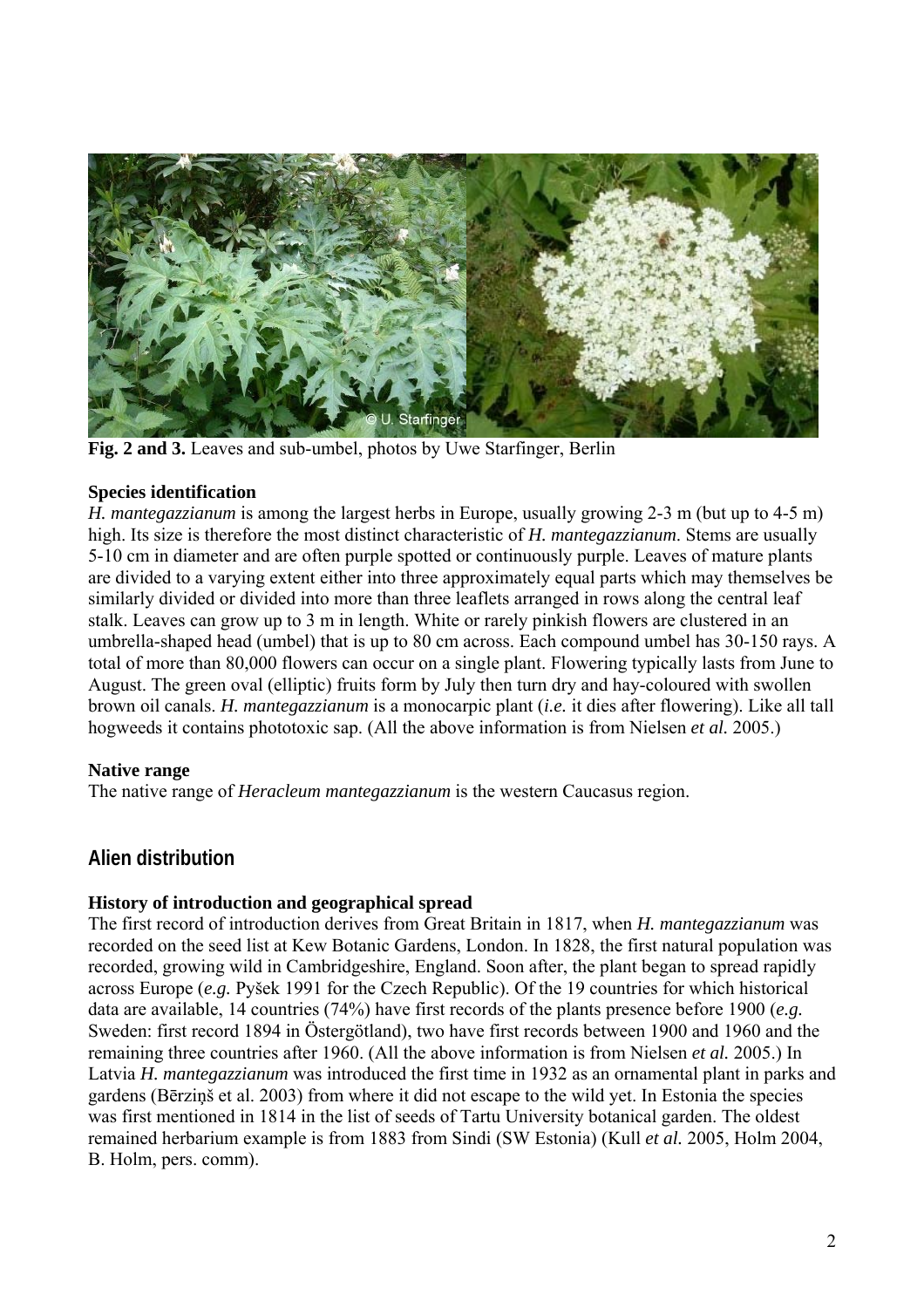**Fig. 2 and 3.** Leaves and sub-umbel, photos by Uwe Starfinger, Berlin

**Species identification**

*H. mantegazzianum* is among the largest herbs in Europe, usually growing 2-3 m (but up to 4-5 m) high. Its size is therefore the most distinct characteristic of *H. mantegazzianum*. Stems are usually 5-10 cm in diameter and are often purple spotted or continuously purple. Leaves of mature plants are divided to a varying extent either into three approximately equal parts which may themselves be similarly divided or divided into more than three leaflets arranged in rows along the central leaf stalk. Leaves can grow up to 3 m in length. White or rarely pinkish flowers are clustered in an umbrella-shaped head (umbel) that is up to 80 cm across. Each compound umbel has 30-150 rays. A total of more than 80,000 flowers can occur on a single plant. Flowering typically lasts from June to August. The green oval (elliptic) fruits form by July then turn dry and hay-coloured with swollen brown oil canals. *H. mantegazzianum* is a monocarpic plant (*i.e.* it dies after flowering). Like all tall hogweeds it contains phototoxic sap. (All the above information is from Nielsen *et al.* 2005.)

**Native range**

The native range of *Heracleum mantegazzianum* is the western Caucasus region.

## Alien distribution

**History of introduction and geographical spread**

The first record of introduction derives from Great Britain in 1817, when *H. mantegazzianum* was recorded on the seed list at Kew Botanic Gardens, London. In 1828, the first natural population was recorded, growing wild in Cambridgeshire, England. Soon after, the plant began to spread rapidly across Europe (*e.g.* Pyšek 1991 for the Czech Republic). Of the 19 countries for which historical data are available, 14 countries (74%) have first records of the plants presence before 1900 (*e.g.* Sweden: first record 1894 in Östergötland), two have first records between 1900 and 1960 and the remaining three countries after 1960. (All the above information is from Nielsen *et al.* 2005.) In Latvia *H. mantegazzianum* was introduced the first time in 1932 as an ornamental plant in parks and gardens (Bērziņš et al. 2003) from where it did not escape to the wild yet. In Estonia the species was first mentioned in 1814 in the list of seeds of Tartu University botanical garden. The oldest remained herbarium example is from 1883 from Sindi (SW Estonia) (Kull *et al.* 2005, Holm 2004, B. Holm, pers. comm).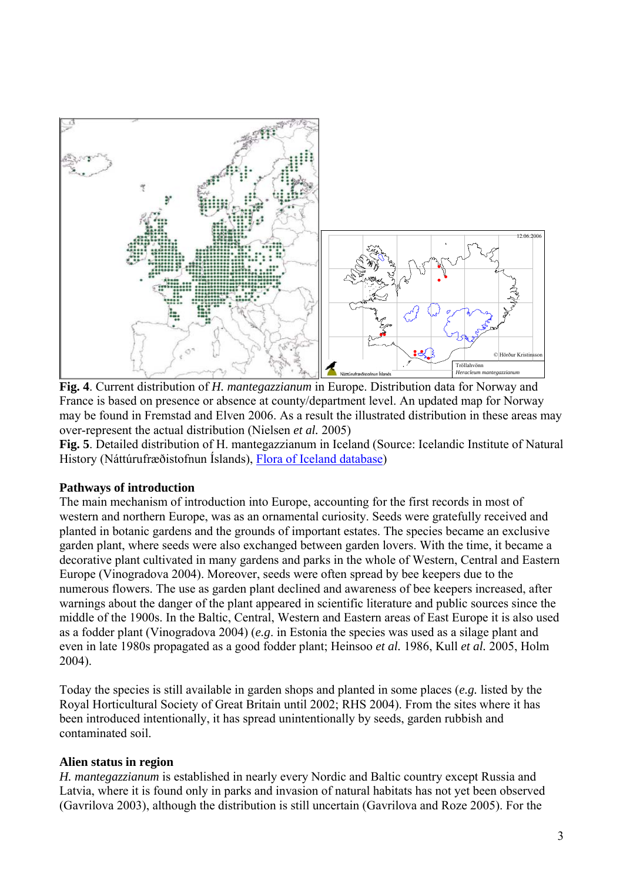**Fig. 4**. Current distribution of *H. mantegazzianum* in Europe. Distribution data for Norway and France is based on presence or absence at county/department level. An updated map for Norway may be found in Fremstad and Elven 2006. As a result the illustrated distribution in these areas may over-represent the actual distribution (Nielsen *et al.* 2005)

**Fig. 5**. Detailed distribution of H. mantegazzianum in Iceland (Source: Icelandic Institute of Natural History (Náttúrufræðistofnun Íslands), Flora of Iceland database)

**Pathways of introduction**

The main mechanism of introduction into Europe, accounting for the first records in most of western and northern Europe, was as an ornamental curiosity. Seeds were gratefully received and planted in botanic gardens and the grounds of important estates. The species became an exclusive garden plant, where seeds were also exchanged between garden lovers. With the time, it became a decorative plant cultivated in many gardens and parks in the whole of Western, Central and Eastern Europe (Vinogradova 2004). Moreover, seeds were often spread by bee keepers due to the numerous flowers. The use as garden plant declined and awareness of bee keepers increased, after warnings about the danger of the plant appeared in scientific literature and public sources since the middle of the 1900s. In the Baltic, Central, Western and Eastern areas of East Europe it is also used as a fodder plant (Vinogradova 2004) (*e.g.* in Estonia the species was used as a silage plant and even in late 1980s propagated as a good fodder plant; Heinsoo *et al.* 1986, Kull *et al.* 2005, Holm 2004).

Today the species is still available in garden shops and planted in some places (*e.g.* listed by the Royal Horticultural Society of Great Britain until 2002; RHS 2004). From the sites where it has been introduced intentionally, it has spread unintentionally by seeds, garden rubbish and contaminated soil.

**Alien status in region**

*H. mantegazzianum* is established in nearly every Nordic and Baltic country except Russia and Latvia, where it is found only in parks and invasion of natural habitats has not yet been observed (Gavrilova 2003), although the distribution is still uncertain (Gavrilova and Roze 2005). For the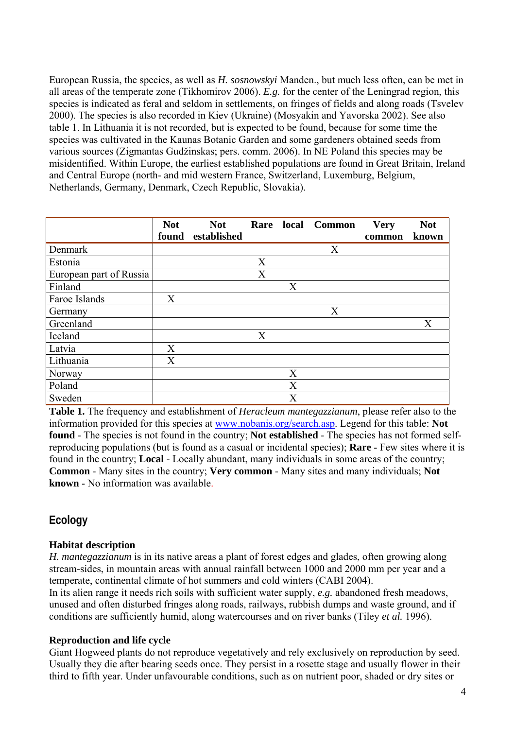European Russia, the species, as well as *H. sosnowskyi* Manden., but much less often, can be met in all areas of the temperate zone (Tikhomirov 2006). *E.g.* for the center of the Leningrad region, this species is indicated as feral and seldom in settlements, on fringes of fields and along roads (Tsvelev 2000). The species is also recorded in Kiev (Ukraine) (Mosyakin and Yavorska 2002). See also table 1. In Lithuania it is not recorded, but is expected to be found, because for some time the species was cultivated in the Kaunas Botanic Garden and some gardeners obtained seeds from various sources (Zigmantas Gudžinskas; pers. comm. 2006). In NE Poland this species may be misidentified. Within Europe, the earliest established populations are found in Great Britain, Ireland and Central Europe (north- and mid western France, Switzerland, Luxemburg, Belgium, Netherlands, Germany, Denmark, Czech Republic, Slovakia).

| | Not found | Not established | Rare | local | Common | Very common | Not known |
|---|---|---|---|---|---|---|---|
| Denmark | | | | | X | | |
| Estonia | | | X | | | | |
| European part of Russia | | | X | | | | |
| Finland | | | | X | | | |
| Faroe Islands | X | | | | | | |
| Germany | | | | | X | | |
| Greenland | | | | | | | X |
| Iceland | | | X | | | | |
| Latvia | X | | | | | | |
| Lithuania | X | | | | | | |
| Norway | | | | X | | | |
| Poland | | | | X | | | |
| Sweden | | | | X | | | |

**Table 1.** The frequency and establishment of *Heracleum mantegazzianum*, please refer also to the information provided for this species at www.nobanis.org/search.asp. Legend for this table: **Not found** - The species is not found in the country; **Not established** - The species has not formed self-reproducing populations (but is found as a casual or incidental species); **Rare** - Few sites where it is found in the country; **Local** - Locally abundant, many individuals in some areas of the country; **Common** - Many sites in the country; **Very common** - Many sites and many individuals; **Not known** - No information was available.

## Ecology

### Habitat description

*H. mantegazzianum* is in its native areas a plant of forest edges and glades, often growing along stream-sides, in mountain areas with annual rainfall between 1000 and 2000 mm per year and a temperate, continental climate of hot summers and cold winters (CABI 2004).
In its alien range it needs rich soils with sufficient water supply, *e.g.* abandoned fresh meadows, unused and often disturbed fringes along roads, railways, rubbish dumps and waste ground, and if conditions are sufficiently humid, along watercourses and on river banks (Tiley *et al.* 1996).

### Reproduction and life cycle

Giant Hogweed plants do not reproduce vegetatively and rely exclusively on reproduction by seed. Usually they die after bearing seeds once. They persist in a rosette stage and usually flower in their third to fifth year. Under unfavourable conditions, such as on nutrient poor, shaded or dry sites or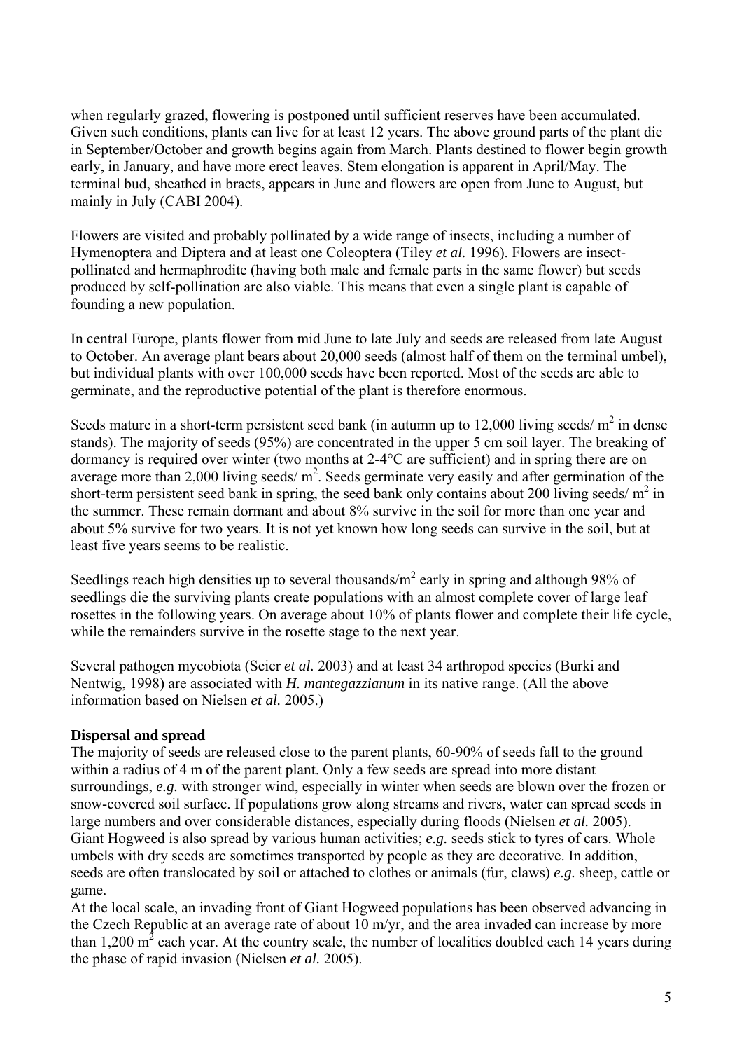when regularly grazed, flowering is postponed until sufficient reserves have been accumulated. Given such conditions, plants can live for at least 12 years. The above ground parts of the plant die in September/October and growth begins again from March. Plants destined to flower begin growth early, in January, and have more erect leaves. Stem elongation is apparent in April/May. The terminal bud, sheathed in bracts, appears in June and flowers are open from June to August, but mainly in July (CABI 2004).

Flowers are visited and probably pollinated by a wide range of insects, including a number of Hymenoptera and Diptera and at least one Coleoptera (Tiley *et al.* 1996). Flowers are insect-pollinated and hermaphrodite (having both male and female parts in the same flower) but seeds produced by self-pollination are also viable. This means that even a single plant is capable of founding a new population.

In central Europe, plants flower from mid June to late July and seeds are released from late August to October. An average plant bears about 20,000 seeds (almost half of them on the terminal umbel), but individual plants with over 100,000 seeds have been reported. Most of the seeds are able to germinate, and the reproductive potential of the plant is therefore enormous.

Seeds mature in a short-term persistent seed bank (in autumn up to 12,000 living seeds/ $m^2$ in dense stands). The majority of seeds (95%) are concentrated in the upper 5 cm soil layer. The breaking of dormancy is required over winter (two months at 2-4°C are sufficient) and in spring there are on average more than 2,000 living seeds/ $m^2$. Seeds germinate very easily and after germination of the short-term persistent seed bank in spring, the seed bank only contains about 200 living seeds/ $m^2$ in the summer. These remain dormant and about 8% survive in the soil for more than one year and about 5% survive for two years. It is not yet known how long seeds can survive in the soil, but at least five years seems to be realistic.

Seedlings reach high densities up to several thousands/$m^2$ early in spring and although 98% of seedlings die the surviving plants create populations with an almost complete cover of large leaf rosettes in the following years. On average about 10% of plants flower and complete their life cycle, while the remainders survive in the rosette stage to the next year.

Several pathogen mycobiota (Seier *et al.* 2003) and at least 34 arthropod species (Burki and Nentwig, 1998) are associated with ***H. mantegazzianum*** in its native range. (All the above information based on Nielsen *et al.* 2005.)

**Dispersal and spread**

The majority of seeds are released close to the parent plants, 60-90% of seeds fall to the ground within a radius of 4 m of the parent plant. Only a few seeds are spread into more distant surroundings, *e.g.* with stronger wind, especially in winter when seeds are blown over the frozen or snow-covered soil surface. If populations grow along streams and rivers, water can spread seeds in large numbers and over considerable distances, especially during floods (Nielsen *et al.* 2005). Giant Hogweed is also spread by various human activities; *e.g.* seeds stick to tyres of cars. Whole umbels with dry seeds are sometimes transported by people as they are decorative. In addition, seeds are often translocated by soil or attached to clothes or animals (fur, claws) *e.g.* sheep, cattle or game.

At the local scale, an invading front of Giant Hogweed populations has been observed advancing in the Czech Republic at an average rate of about 10 m/yr, and the area invaded can increase by more than 1,200 $m^2$ each year. At the country scale, the number of localities doubled each 14 years during the phase of rapid invasion (Nielsen *et al.* 2005).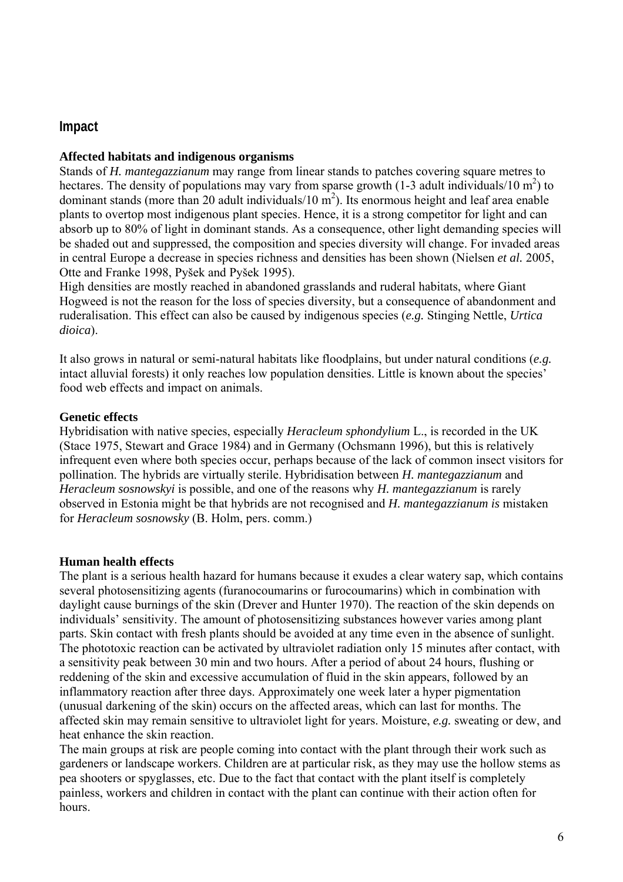## Impact

### Affected habitats and indigenous organisms

Stands of *H. mantegazzianum* may range from linear stands to patches covering square metres to hectares. The density of populations may vary from sparse growth (1-3 adult individuals/10 $m^2$) to dominant stands (more than 20 adult individuals/10 $m^2$). Its enormous height and leaf area enable plants to overtop most indigenous plant species. Hence, it is a strong competitor for light and can absorb up to 80% of light in dominant stands. As a consequence, other light demanding species will be shaded out and suppressed, the composition and species diversity will change. For invaded areas in central Europe a decrease in species richness and densities has been shown (Nielsen *et al.* 2005, Otte and Franke 1998, Pyšek and Pyšek 1995).

High densities are mostly reached in abandoned grasslands and ruderal habitats, where Giant Hogweed is not the reason for the loss of species diversity, but a consequence of abandonment and ruderalisation. This effect can also be caused by indigenous species (*e.g.* Stinging Nettle, *Urtica dioica*).

It also grows in natural or semi-natural habitats like floodplains, but under natural conditions (*e.g.* intact alluvial forests) it only reaches low population densities. Little is known about the species' food web effects and impact on animals.

### Genetic effects

Hybridisation with native species, especially *Heracleum sphondylium* L., is recorded in the UK (Stace 1975, Stewart and Grace 1984) and in Germany (Ochsmann 1996), but this is relatively infrequent even where both species occur, perhaps because of the lack of common insect visitors for pollination. The hybrids are virtually sterile. Hybridisation between *H. mantegazzianum* and *Heracleum sosnowskyi* is possible, and one of the reasons why *H. mantegazzianum* is rarely observed in Estonia might be that hybrids are not recognised and *H. mantegazzianum is* mistaken for *Heracleum sosnowsky* (B. Holm, pers. comm.)

### Human health effects

The plant is a serious health hazard for humans because it exudes a clear watery sap, which contains several photosensitizing agents (furanocoumarins or furocoumarins) which in combination with daylight cause burnings of the skin (Drever and Hunter 1970). The reaction of the skin depends on individuals' sensitivity. The amount of photosensitizing substances however varies among plant parts. Skin contact with fresh plants should be avoided at any time even in the absence of sunlight. The phototoxic reaction can be activated by ultraviolet radiation only 15 minutes after contact, with a sensitivity peak between 30 min and two hours. After a period of about 24 hours, flushing or reddening of the skin and excessive accumulation of fluid in the skin appears, followed by an inflammatory reaction after three days. Approximately one week later a hyper pigmentation (unusual darkening of the skin) occurs on the affected areas, which can last for months. The affected skin may remain sensitive to ultraviolet light for years. Moisture, *e.g.* sweating or dew, and heat enhance the skin reaction.

The main groups at risk are people coming into contact with the plant through their work such as gardeners or landscape workers. Children are at particular risk, as they may use the hollow stems as pea shooters or spyglasses, etc. Due to the fact that contact with the plant itself is completely painless, workers and children in contact with the plant can continue with their action often for hours.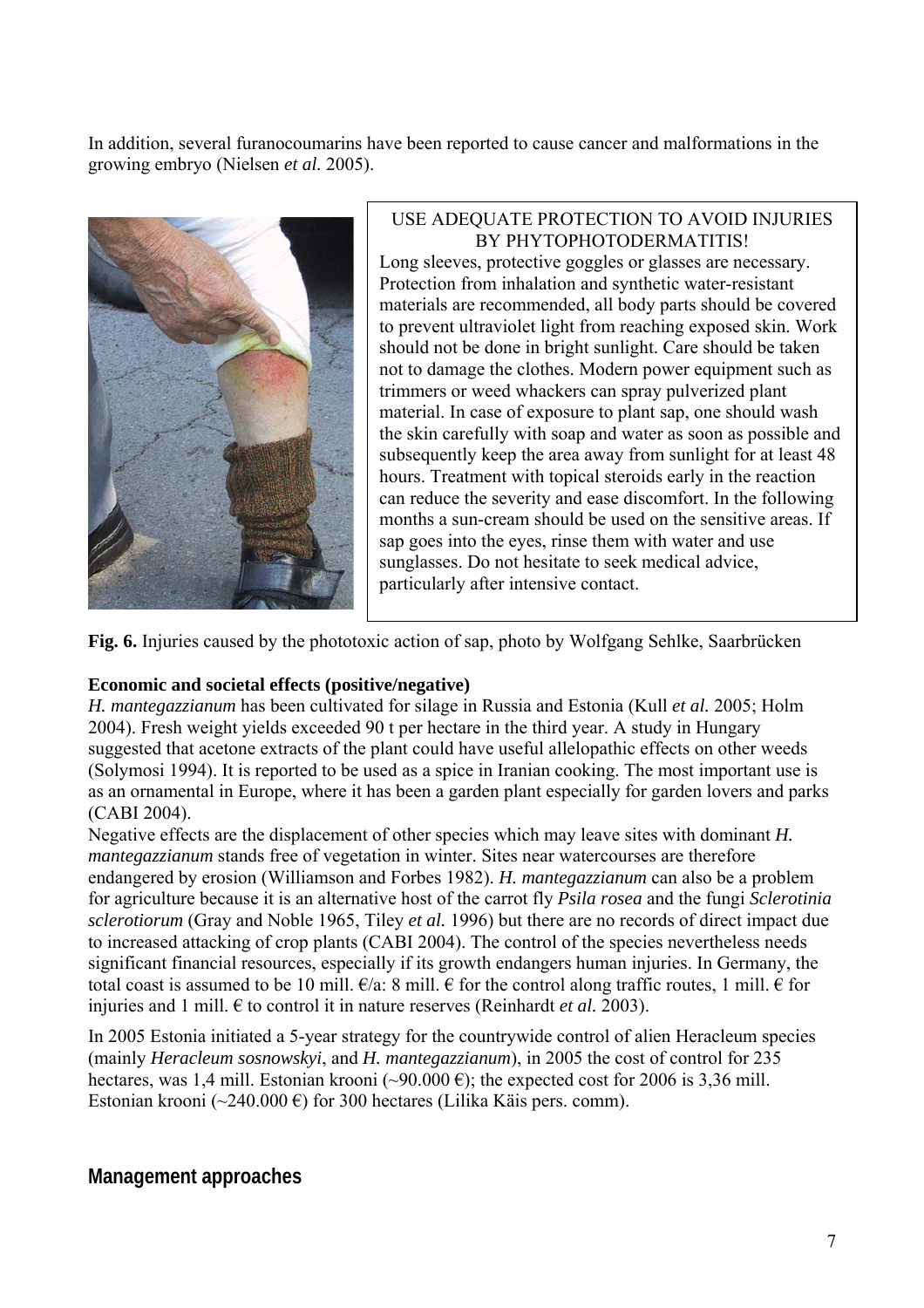In addition, several furanocoumarins have been reported to cause cancer and malformations in the growing embryo (Nielsen *et al.* 2005).

USE ADEQUATE PROTECTION TO AVOID INJURIES BY PHYTOPHOTODERMATITIS!

Long sleeves, protective goggles or glasses are necessary. Protection from inhalation and synthetic water-resistant materials are recommended, all body parts should be covered to prevent ultraviolet light from reaching exposed skin. Work should not be done in bright sunlight. Care should be taken not to damage the clothes. Modern power equipment such as trimmers or weed whackers can spray pulverized plant material. In case of exposure to plant sap, one should wash the skin carefully with soap and water as soon as possible and subsequently keep the area away from sunlight for at least 48 hours. Treatment with topical steroids early in the reaction can reduce the severity and ease discomfort. In the following months a sun-cream should be used on the sensitive areas. If sap goes into the eyes, rinse them with water and use sunglasses. Do not hesitate to seek medical advice, particularly after intensive contact.

**Fig. 6.** Injuries caused by the phototoxic action of sap, photo by Wolfgang Sehlke, Saarbrücken

**Economic and societal effects (positive/negative)**

*H. mantegazzianum* has been cultivated for silage in Russia and Estonia (Kull *et al.* 2005; Holm 2004). Fresh weight yields exceeded 90 t per hectare in the third year. A study in Hungary suggested that acetone extracts of the plant could have useful allelopathic effects on other weeds (Solymosi 1994). It is reported to be used as a spice in Iranian cooking. The most important use is as an ornamental in Europe, where it has been a garden plant especially for garden lovers and parks (CABI 2004).

Negative effects are the displacement of other species which may leave sites with dominant *H. mantegazzianum* stands free of vegetation in winter. Sites near watercourses are therefore endangered by erosion (Williamson and Forbes 1982). *H. mantegazzianum* can also be a problem for agriculture because it is an alternative host of the carrot fly *Psila rosea* and the fungi *Sclerotinia sclerotiorum* (Gray and Noble 1965, Tiley *et al.* 1996) but there are no records of direct impact due to increased attacking of crop plants (CABI 2004). The control of the species nevertheless needs significant financial resources, especially if its growth endangers human injuries. In Germany, the total coast is assumed to be 10 mill. €/a: 8 mill. € for the control along traffic routes, 1 mill. € for injuries and 1 mill. € to control it in nature reserves (Reinhardt *et al.* 2003).

In 2005 Estonia initiated a 5-year strategy for the countrywide control of alien Heracleum species (mainly *Heracleum sosnowskyi*, and *H. mantegazzianum*), in 2005 the cost of control for 235 hectares, was 1,4 mill. Estonian krooni (~90.000 €); the expected cost for 2006 is 3,36 mill. Estonian krooni (~240.000 €) for 300 hectares (Lilika Käis pers. comm).

## Management approaches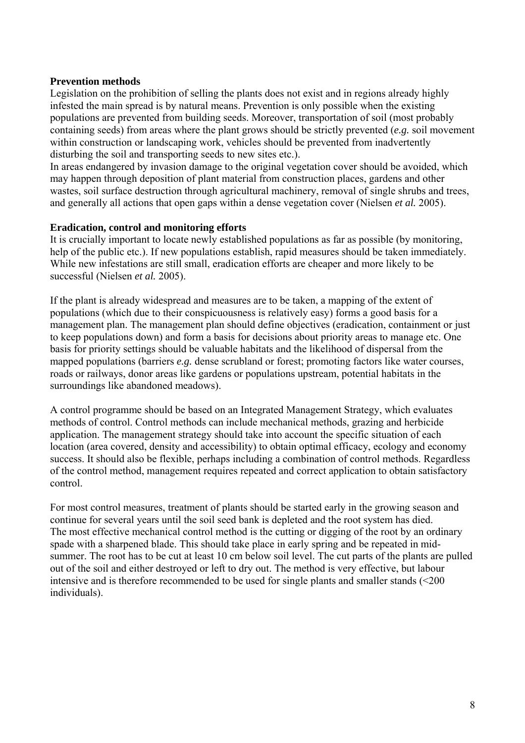## Prevention methods

Legislation on the prohibition of selling the plants does not exist and in regions already highly infested the main spread is by natural means. Prevention is only possible when the existing populations are prevented from building seeds. Moreover, transportation of soil (most probably containing seeds) from areas where the plant grows should be strictly prevented (*e.g.* soil movement within construction or landscaping work, vehicles should be prevented from inadvertently disturbing the soil and transporting seeds to new sites etc.).

In areas endangered by invasion damage to the original vegetation cover should be avoided, which may happen through deposition of plant material from construction places, gardens and other wastes, soil surface destruction through agricultural machinery, removal of single shrubs and trees, and generally all actions that open gaps within a dense vegetation cover (Nielsen *et al.* 2005).

## Eradication, control and monitoring efforts

It is crucially important to locate newly established populations as far as possible (by monitoring, help of the public etc.). If new populations establish, rapid measures should be taken immediately. While new infestations are still small, eradication efforts are cheaper and more likely to be successful (Nielsen *et al.* 2005).

If the plant is already widespread and measures are to be taken, a mapping of the extent of populations (which due to their conspicuousness is relatively easy) forms a good basis for a management plan. The management plan should define objectives (eradication, containment or just to keep populations down) and form a basis for decisions about priority areas to manage etc. One basis for priority settings should be valuable habitats and the likelihood of dispersal from the mapped populations (barriers *e.g.* dense scrubland or forest; promoting factors like water courses, roads or railways, donor areas like gardens or populations upstream, potential habitats in the surroundings like abandoned meadows).

A control programme should be based on an Integrated Management Strategy, which evaluates methods of control. Control methods can include mechanical methods, grazing and herbicide application. The management strategy should take into account the specific situation of each location (area covered, density and accessibility) to obtain optimal efficacy, ecology and economy success. It should also be flexible, perhaps including a combination of control methods. Regardless of the control method, management requires repeated and correct application to obtain satisfactory control.

For most control measures, treatment of plants should be started early in the growing season and continue for several years until the soil seed bank is depleted and the root system has died. The most effective mechanical control method is the cutting or digging of the root by an ordinary spade with a sharpened blade. This should take place in early spring and be repeated in mid-summer. The root has to be cut at least 10 cm below soil level. The cut parts of the plants are pulled out of the soil and either destroyed or left to dry out. The method is very effective, but labour intensive and is therefore recommended to be used for single plants and smaller stands (<200 individuals).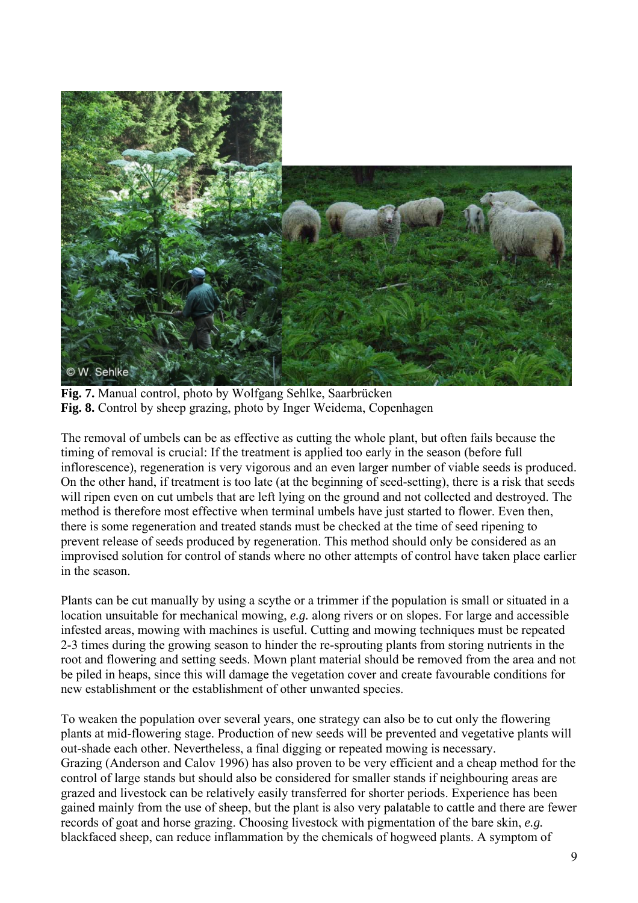**Fig. 7.** Manual control, photo by Wolfgang Sehlke, Saarbrücken
**Fig. 8.** Control by sheep grazing, photo by Inger Weidema, Copenhagen

The removal of umbels can be as effective as cutting the whole plant, but often fails because the timing of removal is crucial: If the treatment is applied too early in the season (before full inflorescence), regeneration is very vigorous and an even larger number of viable seeds is produced. On the other hand, if treatment is too late (at the beginning of seed-setting), there is a risk that seeds will ripen even on cut umbels that are left lying on the ground and not collected and destroyed. The method is therefore most effective when terminal umbels have just started to flower. Even then, there is some regeneration and treated stands must be checked at the time of seed ripening to prevent release of seeds produced by regeneration. This method should only be considered as an improvised solution for control of stands where no other attempts of control have taken place earlier in the season.

Plants can be cut manually by using a scythe or a trimmer if the population is small or situated in a location unsuitable for mechanical mowing, *e.g.* along rivers or on slopes. For large and accessible infested areas, mowing with machines is useful. Cutting and mowing techniques must be repeated 2-3 times during the growing season to hinder the re-sprouting plants from storing nutrients in the root and flowering and setting seeds. Mown plant material should be removed from the area and not be piled in heaps, since this will damage the vegetation cover and create favourable conditions for new establishment or the establishment of other unwanted species.

To weaken the population over several years, one strategy can also be to cut only the flowering plants at mid-flowering stage. Production of new seeds will be prevented and vegetative plants will out-shade each other. Nevertheless, a final digging or repeated mowing is necessary.
Grazing (Anderson and Calov 1996) has also proven to be very efficient and a cheap method for the control of large stands but should also be considered for smaller stands if neighbouring areas are grazed and livestock can be relatively easily transferred for shorter periods. Experience has been gained mainly from the use of sheep, but the plant is also very palatable to cattle and there are fewer records of goat and horse grazing. Choosing livestock with pigmentation of the bare skin, *e.g.* blackfaced sheep, can reduce inflammation by the chemicals of hogweed plants. A symptom of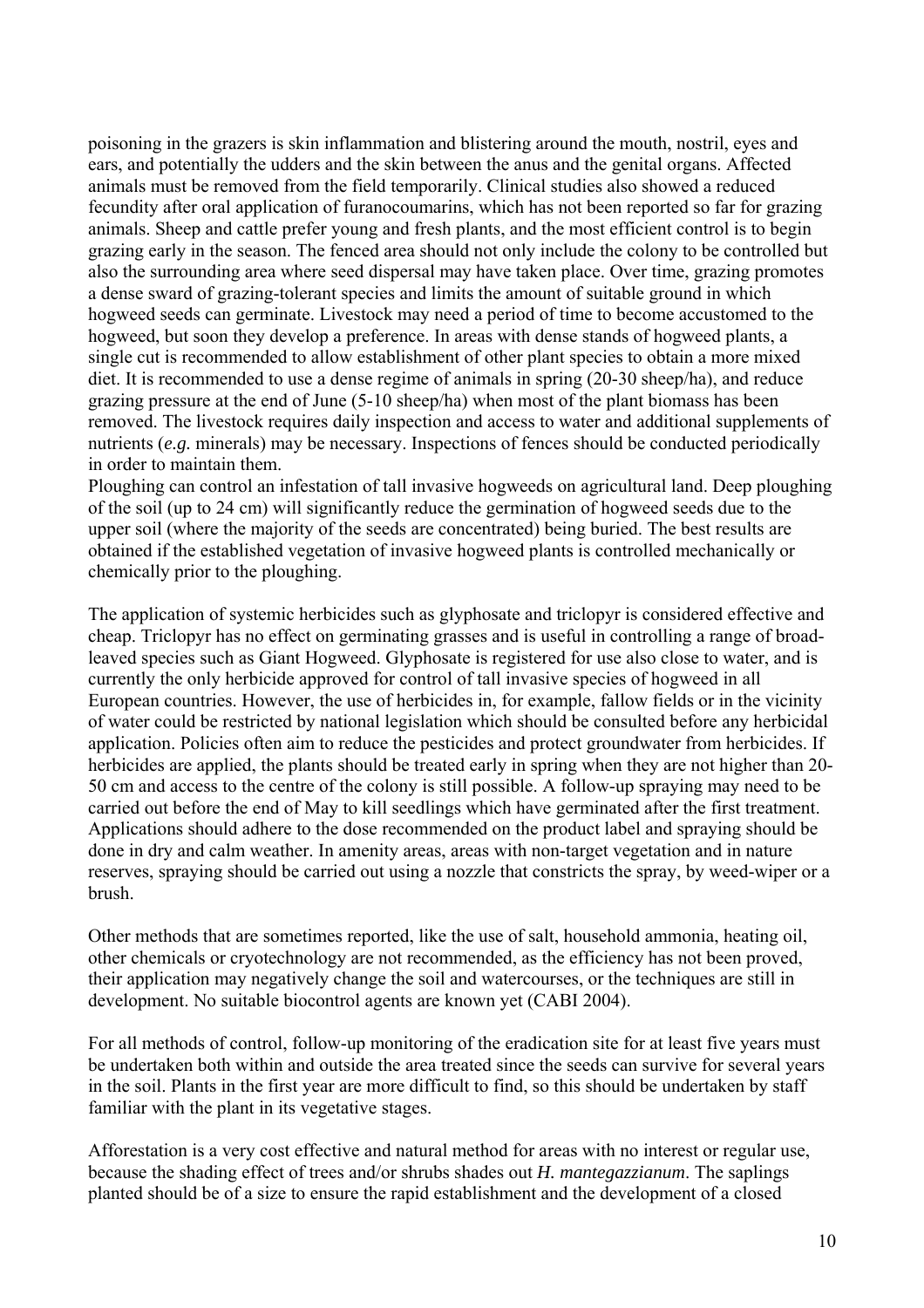poisoning in the grazers is skin inflammation and blistering around the mouth, nostril, eyes and ears, and potentially the udders and the skin between the anus and the genital organs. Affected animals must be removed from the field temporarily. Clinical studies also showed a reduced fecundity after oral application of furanocoumarins, which has not been reported so far for grazing animals. Sheep and cattle prefer young and fresh plants, and the most efficient control is to begin grazing early in the season. The fenced area should not only include the colony to be controlled but also the surrounding area where seed dispersal may have taken place. Over time, grazing promotes a dense sward of grazing-tolerant species and limits the amount of suitable ground in which hogweed seeds can germinate. Livestock may need a period of time to become accustomed to the hogweed, but soon they develop a preference. In areas with dense stands of hogweed plants, a single cut is recommended to allow establishment of other plant species to obtain a more mixed diet. It is recommended to use a dense regime of animals in spring (20-30 sheep/ha), and reduce grazing pressure at the end of June (5-10 sheep/ha) when most of the plant biomass has been removed. The livestock requires daily inspection and access to water and additional supplements of nutrients (*e.g.* minerals) may be necessary. Inspections of fences should be conducted periodically in order to maintain them.
Ploughing can control an infestation of tall invasive hogweeds on agricultural land. Deep ploughing of the soil (up to 24 cm) will significantly reduce the germination of hogweed seeds due to the upper soil (where the majority of the seeds are concentrated) being buried. The best results are obtained if the established vegetation of invasive hogweed plants is controlled mechanically or chemically prior to the ploughing.

The application of systemic herbicides such as glyphosate and triclopyr is considered effective and cheap. Triclopyr has no effect on germinating grasses and is useful in controlling a range of broad-leaved species such as Giant Hogweed. Glyphosate is registered for use also close to water, and is currently the only herbicide approved for control of tall invasive species of hogweed in all European countries. However, the use of herbicides in, for example, fallow fields or in the vicinity of water could be restricted by national legislation which should be consulted before any herbicidal application. Policies often aim to reduce the pesticides and protect groundwater from herbicides. If herbicides are applied, the plants should be treated early in spring when they are not higher than 20-50 cm and access to the centre of the colony is still possible. A follow-up spraying may need to be carried out before the end of May to kill seedlings which have germinated after the first treatment. Applications should adhere to the dose recommended on the product label and spraying should be done in dry and calm weather. In amenity areas, areas with non-target vegetation and in nature reserves, spraying should be carried out using a nozzle that constricts the spray, by weed-wiper or a brush.

Other methods that are sometimes reported, like the use of salt, household ammonia, heating oil, other chemicals or cryotechnology are not recommended, as the efficiency has not been proved, their application may negatively change the soil and watercourses, or the techniques are still in development. No suitable biocontrol agents are known yet (CABI 2004).

For all methods of control, follow-up monitoring of the eradication site for at least five years must be undertaken both within and outside the area treated since the seeds can survive for several years in the soil. Plants in the first year are more difficult to find, so this should be undertaken by staff familiar with the plant in its vegetative stages.

Afforestation is a very cost effective and natural method for areas with no interest or regular use, because the shading effect of trees and/or shrubs shades out *H. mantegazzianum*. The saplings planted should be of a size to ensure the rapid establishment and the development of a closed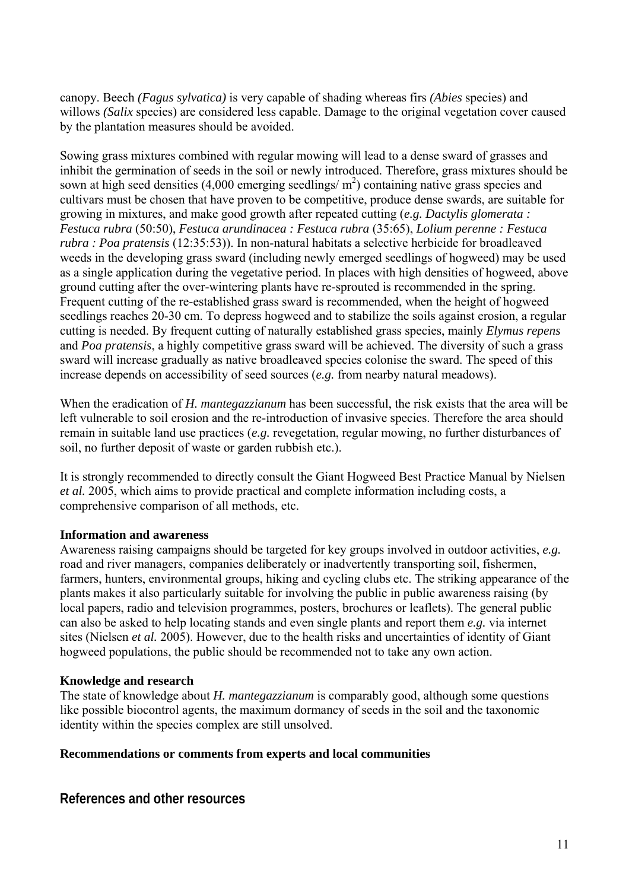canopy. Beech *(Fagus sylvatica)* is very capable of shading whereas firs *(Abies* species) and willows *(Salix* species) are considered less capable. Damage to the original vegetation cover caused by the plantation measures should be avoided.

Sowing grass mixtures combined with regular mowing will lead to a dense sward of grasses and inhibit the germination of seeds in the soil or newly introduced. Therefore, grass mixtures should be sown at high seed densities (4,000 emerging seedlings/ $m^2$) containing native grass species and cultivars must be chosen that have proven to be competitive, produce dense swards, are suitable for growing in mixtures, and make good growth after repeated cutting (*e.g. Dactylis glomerata : Festuca rubra* (50:50), *Festuca arundinacea : Festuca rubra* (35:65), *Lolium perenne : Festuca rubra : Poa pratensis* (12:35:53)). In non-natural habitats a selective herbicide for broadleaved weeds in the developing grass sward (including newly emerged seedlings of hogweed) may be used as a single application during the vegetative period. In places with high densities of hogweed, above ground cutting after the over-wintering plants have re-sprouted is recommended in the spring. Frequent cutting of the re-established grass sward is recommended, when the height of hogweed seedlings reaches 20-30 cm. To depress hogweed and to stabilize the soils against erosion, a regular cutting is needed. By frequent cutting of naturally established grass species, mainly *Elymus repens* and *Poa pratensis*, a highly competitive grass sward will be achieved. The diversity of such a grass sward will increase gradually as native broadleaved species colonise the sward. The speed of this increase depends on accessibility of seed sources (*e.g.* from nearby natural meadows).

When the eradication of *H. mantegazzianum* has been successful, the risk exists that the area will be left vulnerable to soil erosion and the re-introduction of invasive species. Therefore the area should remain in suitable land use practices (*e.g.* revegetation, regular mowing, no further disturbances of soil, no further deposit of waste or garden rubbish etc.).

It is strongly recommended to directly consult the Giant Hogweed Best Practice Manual by Nielsen *et al.* 2005, which aims to provide practical and complete information including costs, a comprehensive comparison of all methods, etc.

**Information and awareness**

Awareness raising campaigns should be targeted for key groups involved in outdoor activities, *e.g.* road and river managers, companies deliberately or inadvertently transporting soil, fishermen, farmers, hunters, environmental groups, hiking and cycling clubs etc. The striking appearance of the plants makes it also particularly suitable for involving the public in public awareness raising (by local papers, radio and television programmes, posters, brochures or leaflets). The general public can also be asked to help locating stands and even single plants and report them *e.g.* via internet sites (Nielsen *et al.* 2005). However, due to the health risks and uncertainties of identity of Giant hogweed populations, the public should be recommended not to take any own action.

**Knowledge and research**

The state of knowledge about *H. mantegazzianum* is comparably good, although some questions like possible biocontrol agents, the maximum dormancy of seeds in the soil and the taxonomic identity within the species complex are still unsolved.

**Recommendations or comments from experts and local communities**

## References and other resources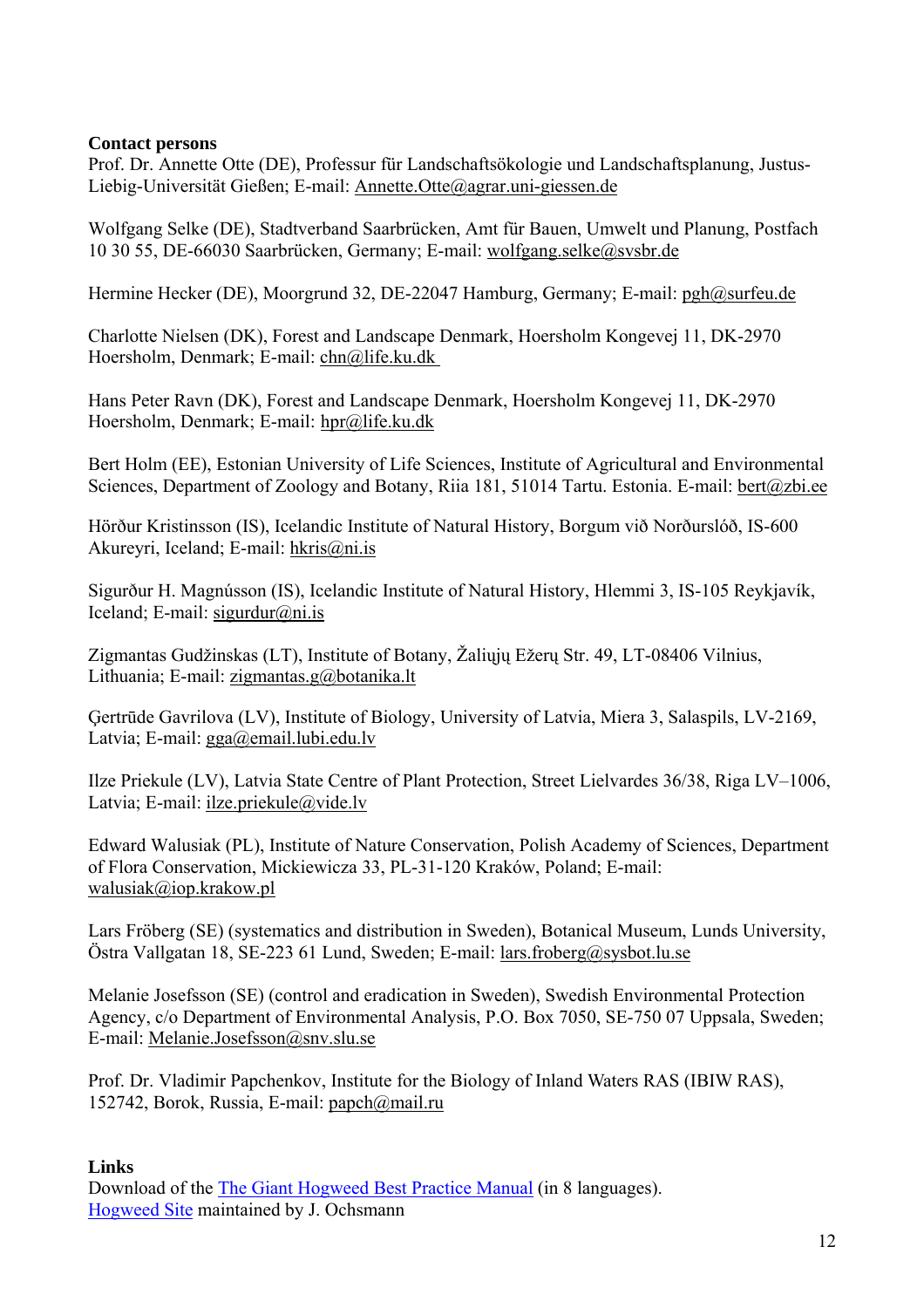**Contact persons**

Prof. Dr. Annette Otte (DE), Professur für Landschaftsökologie und Landschaftsplanung, Justus-Liebig-Universität Gießen; E-mail: Annette.Otte@agrar.uni-giessen.de

Wolfgang Selke (DE), Stadtverband Saarbrücken, Amt für Bauen, Umwelt und Planung, Postfach 10 30 55, DE-66030 Saarbrücken, Germany; E-mail: wolfgang.selke@svsbr.de

Hermine Hecker (DE), Moorgrund 32, DE-22047 Hamburg, Germany; E-mail: pgh@surfeu.de

Charlotte Nielsen (DK), Forest and Landscape Denmark, Hoersholm Kongevej 11, DK-2970 Hoersholm, Denmark; E-mail: chn@life.ku.dk

Hans Peter Ravn (DK), Forest and Landscape Denmark, Hoersholm Kongevej 11, DK-2970 Hoersholm, Denmark; E-mail: hpr@life.ku.dk

Bert Holm (EE), Estonian University of Life Sciences, Institute of Agricultural and Environmental Sciences, Department of Zoology and Botany, Riia 181, 51014 Tartu. Estonia. E-mail: bert@zbi.ee

Hörður Kristinsson (IS), Icelandic Institute of Natural History, Borgum við Norðurslóð, IS-600 Akureyri, Iceland; E-mail: hkris@ni.is

Sigurður H. Magnússon (IS), Icelandic Institute of Natural History, Hlemmi 3, IS-105 Reykjavík, Iceland; E-mail: sigurdur@ni.is

Zigmantas Gudžinskas (LT), Institute of Botany, Žaliųjų Ežerų Str. 49, LT-08406 Vilnius, Lithuania; E-mail: zigmantas.g@botanika.lt

Ģertrūde Gavrilova (LV), Institute of Biology, University of Latvia, Miera 3, Salaspils, LV-2169, Latvia; E-mail: gga@email.lubi.edu.lv

Ilze Priekule (LV), Latvia State Centre of Plant Protection, Street Lielvardes 36/38, Riga LV–1006, Latvia; E-mail: ilze.priekule@vide.lv

Edward Walusiak (PL), Institute of Nature Conservation, Polish Academy of Sciences, Department of Flora Conservation, Mickiewicza 33, PL-31-120 Kraków, Poland; E-mail: walusiak@iop.krakow.pl

Lars Fröberg (SE) (systematics and distribution in Sweden), Botanical Museum, Lunds University, Östra Vallgatan 18, SE-223 61 Lund, Sweden; E-mail: lars.froberg@sysbot.lu.se

Melanie Josefsson (SE) (control and eradication in Sweden), Swedish Environmental Protection Agency, c/o Department of Environmental Analysis, P.O. Box 7050, SE-750 07 Uppsala, Sweden; E-mail: Melanie.Josefsson@snv.slu.se

Prof. Dr. Vladimir Papchenkov, Institute for the Biology of Inland Waters RAS (IBIW RAS), 152742, Borok, Russia, E-mail: papch@mail.ru

**Links**

Download of the The Giant Hogweed Best Practice Manual (in 8 languages).
Hogweed Site maintained by J. Ochsmann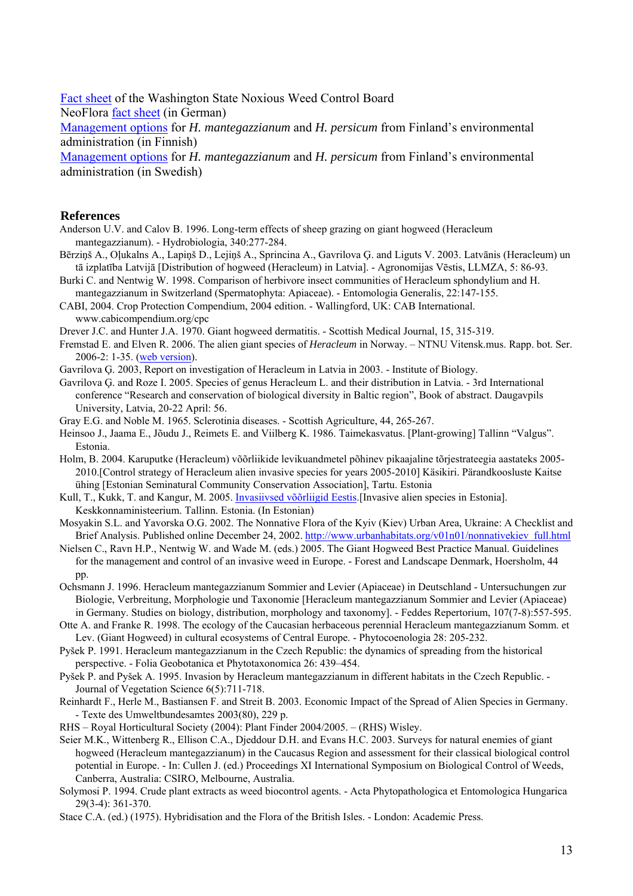Fact sheet of the Washington State Noxious Weed Control Board
NeoFlora fact sheet (in German)
Management options for *H. mantegazzianum* and *H. persicum* from Finland's environmental administration (in Finnish)
Management options for *H. mantegazzianum* and *H. persicum* from Finland's environmental administration (in Swedish)

## References

Anderson U.V. and Calov B. 1996. Long-term effects of sheep grazing on giant hogweed (Heracleum mantegazzianum). - Hydrobiologia, 340:277-284.

Bērziņš A., Oļukalns A., Lapiņš D., Lejiņš A., Sprincina A., Gavrilova Ģ. and Liguts V. 2003. Latvānis (Heracleum) un tā izplatība Latvijā [Distribution of hogweed (Heracleum) in Latvia]. - Agronomijas Vēstis, LLMZA, 5: 86-93.

Burki C. and Nentwig W. 1998. Comparison of herbivore insect communities of Heracleum sphondylium and H. mantegazzianum in Switzerland (Spermatophyta: Apiaceae). - Entomologia Generalis, 22:147-155.

CABI, 2004. Crop Protection Compendium, 2004 edition. - Wallingford, UK: CAB International. www.cabicompendium.org/cpc

Drever J.C. and Hunter J.A. 1970. Giant hogweed dermatitis. - Scottish Medical Journal, 15, 315-319.

Fremstad E. and Elven R. 2006. The alien giant species of *Heracleum* in Norway. – NTNU Vitensk.mus. Rapp. bot. Ser. 2006-2: 1-35. (web version).

Gavrilova Ģ. 2003, Report on investigation of Heracleum in Latvia in 2003. - Institute of Biology.

Gavrilova Ģ. and Roze I. 2005. Species of genus Heracleum L. and their distribution in Latvia. - 3rd International conference "Research and conservation of biological diversity in Baltic region", Book of abstract. Daugavpils University, Latvia, 20-22 April: 56.

Gray E.G. and Noble M. 1965. Sclerotinia diseases. - Scottish Agriculture, 44, 265-267.

Heinsoo J., Jaama E., Jõudu J., Reimets E. and Viilberg K. 1986. Taimekasvatus. [Plant-growing] Tallinn "Valgus". Estonia.

Holm, B. 2004. Karuputke (Heracleum) võõrliikide levikuandmetel põhinev pikaajaline tõrjestrateegia aastateks 2005-2010.[Control strategy of Heracleum alien invasive species for years 2005-2010] Käsikiri. Pärandkoosluste Kaitse ühing [Estonian Seminatural Community Conservation Association], Tartu. Estonia

Kull, T., Kukk, T. and Kangur, M. 2005. Invasiivsed võõrliigid Eestis.[Invasive alien species in Estonia]. Keskkonnaministeerium. Tallinn. Estonia. (In Estonian)

Mosyakin S.L. and Yavorska O.G. 2002. The Nonnative Flora of the Kyiv (Kiev) Urban Area, Ukraine: A Checklist and Brief Analysis. Published online December 24, 2002. http://www.urbanhabitats.org/v01n01/nonnativekiev_full.html

Nielsen C., Ravn H.P., Nentwig W. and Wade M. (eds.) 2005. The Giant Hogweed Best Practice Manual. Guidelines for the management and control of an invasive weed in Europe. - Forest and Landscape Denmark, Hoersholm, 44 pp.

Ochsmann J. 1996. Heracleum mantegazzianum Sommier and Levier (Apiaceae) in Deutschland - Untersuchungen zur Biologie, Verbreitung, Morphologie und Taxonomie [Heracleum mantegazzianum Sommier and Levier (Apiaceae) in Germany. Studies on biology, distribution, morphology and taxonomy]. - Feddes Repertorium, 107(7-8):557-595.

Otte A. and Franke R. 1998. The ecology of the Caucasian herbaceous perennial Heracleum mantegazzianum Somm. et Lev. (Giant Hogweed) in cultural ecosystems of Central Europe. - Phytocoenologia 28: 205-232.

Pyšek P. 1991. Heracleum mantegazzianum in the Czech Republic: the dynamics of spreading from the historical perspective. - Folia Geobotanica et Phytotaxonomica 26: 439–454.

Pyšek P. and Pyšek A. 1995. Invasion by Heracleum mantegazzianum in different habitats in the Czech Republic. - Journal of Vegetation Science 6(5):711-718.

Reinhardt F., Herle M., Bastiansen F. and Streit B. 2003. Economic Impact of the Spread of Alien Species in Germany. - Texte des Umweltbundesamtes 2003(80), 229 p.

RHS – Royal Horticultural Society (2004): Plant Finder 2004/2005. – (RHS) Wisley.

Seier M.K., Wittenberg R., Ellison C.A., Djeddour D.H. and Evans H.C. 2003. Surveys for natural enemies of giant hogweed (Heracleum mantegazzianum) in the Caucasus Region and assessment for their classical biological control potential in Europe. - In: Cullen J. (ed.) Proceedings XI International Symposium on Biological Control of Weeds, Canberra, Australia: CSIRO, Melbourne, Australia.

Solymosi P. 1994. Crude plant extracts as weed biocontrol agents. - Acta Phytopathologica et Entomologica Hungarica 29(3-4): 361-370.

Stace C.A. (ed.) (1975). Hybridisation and the Flora of the British Isles. - London: Academic Press.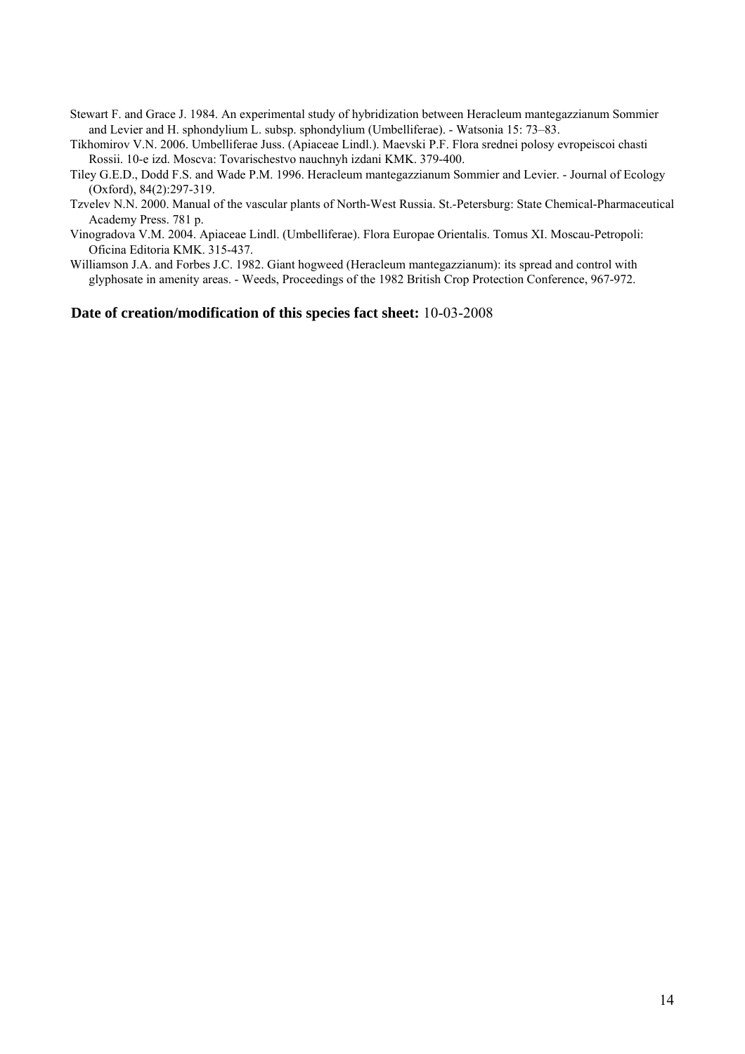Stewart F. and Grace J. 1984. An experimental study of hybridization between Heracleum mantegazzianum Sommier and Levier and H. sphondylium L. subsp. sphondylium (Umbelliferae). - Watsonia 15: 73–83.

Tikhomirov V.N. 2006. Umbelliferae Juss. (Apiaceae Lindl.). Maevski P.F. Flora srednei polosy evropeiscoi chasti Rossii. 10-e izd. Moscva: Tovarischestvo nauchnyh izdani KMK. 379-400.

Tiley G.E.D., Dodd F.S. and Wade P.M. 1996. Heracleum mantegazzianum Sommier and Levier. - Journal of Ecology (Oxford), 84(2):297-319.

Tzvelev N.N. 2000. Manual of the vascular plants of North-West Russia. St.-Petersburg: State Chemical-Pharmaceutical Academy Press. 781 p.

Vinogradova V.M. 2004. Apiaceae Lindl. (Umbelliferae). Flora Europae Orientalis. Tomus XI. Moscau-Petropoli: Oficina Editoria KMK. 315-437.

Williamson J.A. and Forbes J.C. 1982. Giant hogweed (Heracleum mantegazzianum): its spread and control with glyphosate in amenity areas. - Weeds, Proceedings of the 1982 British Crop Protection Conference, 967-972.

**Date of creation/modification of this species fact sheet:** 10-03-2008